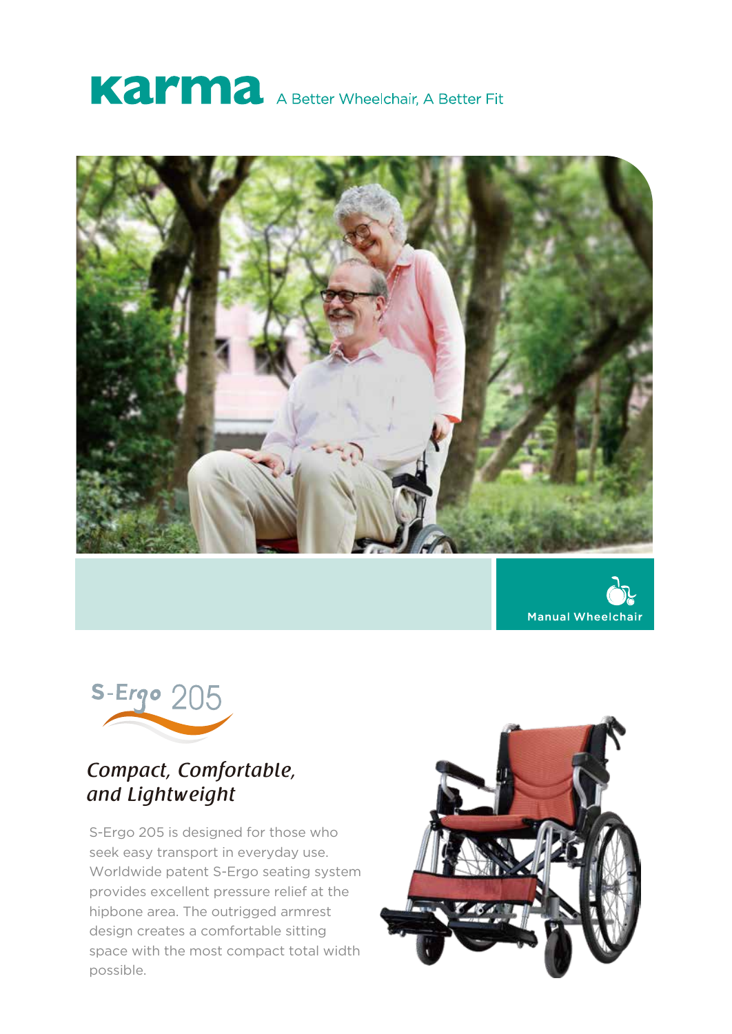# Karma

A Better Wheelchair, A Better Fit

Manual Wheelchair

## S-Ergo 205

### *Compact, Comfortable, and Lightweight*

S-Ergo 205 is designed for those who seek easy transport in everyday use. Worldwide patent S-Ergo seating system provides excellent pressure relief at the hipbone area. The outrigged armrest design creates a comfortable sitting space with the most compact total width possible.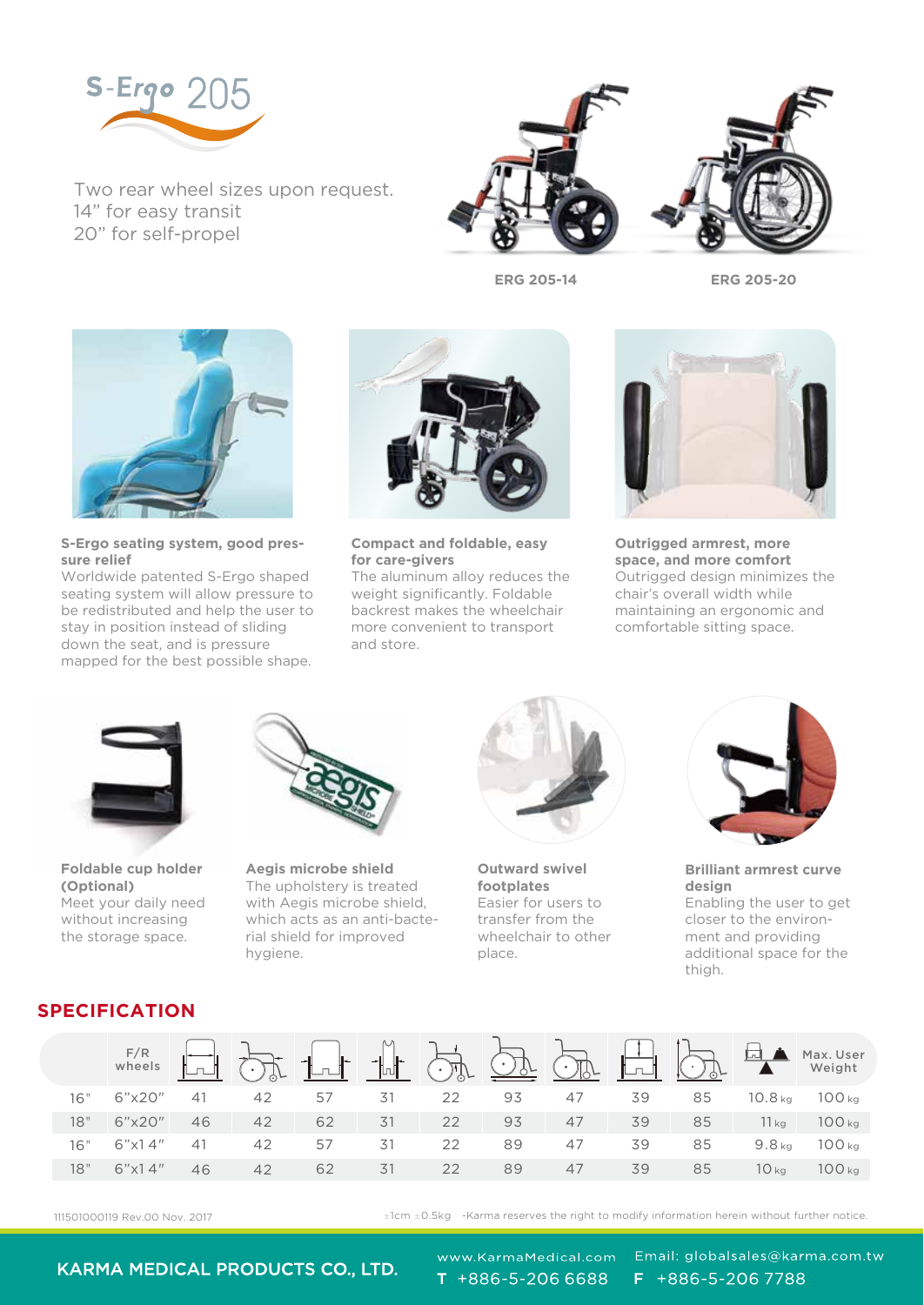S-Ergo 205

Two rear wheel sizes upon request.
14" for easy transit
20" for self-propel

ERG 205-14

ERG 205-20

**S-Ergo seating system, good pressure relief**
Worldwide patented S-Ergo shaped seating system will allow pressure to be redistributed and help the user to stay in position instead of sliding down the seat, and is pressure mapped for the best possible shape.

**Compact and foldable, easy for care-givers**
The aluminum alloy reduces the weight significantly. Foldable backrest makes the wheelchair more convenient to transport and store.

**Outrigged armrest, more space, and more comfort**
Outrigged design minimizes the chair's overall width while maintaining an ergonomic and comfortable sitting space.

**Foldable cup holder (Optional)**
Meet your daily need without increasing the storage space.

**Aegis microbe shield**
The upholstery is treated with Aegis microbe shield, which acts as an anti-bacterial shield for improved hygiene.

**Outward swivel footplates**
Easier for users to transfer from the wheelchair to other place.

**Brilliant armrest curve design**
Enabling the user to get closer to the environment and providing additional space for the thigh.

## SPECIFICATION

| | F/R wheels | | | | | | | | | | | Max. User Weight |
|---|---|---|---|---|---|---|---|---|---|---|---|---|
| 16" | 6"x20" | 41 | 42 | 57 | 31 | 22 | 93 | 47 | 39 | 85 | 10.8 kg | 100 kg |
| 18" | 6"x20" | 46 | 42 | 62 | 31 | 22 | 93 | 47 | 39 | 85 | 11 kg | 100 kg |
| 16" | 6"x14" | 41 | 42 | 57 | 31 | 22 | 89 | 47 | 39 | 85 | 9.8 kg | 100 kg |
| 18" | 6"x14" | 46 | 42 | 62 | 31 | 22 | 89 | 47 | 39 | 85 | 10 kg | 100 kg |

111501000119 Rev.00 Nov. 2017

±1cm ±0.5kg -Karma reserves the right to modify information herein without further notice.

KARMA MEDICAL PRODUCTS CO., LTD.

www.KarmaMedical.com
T +886-5-206 6688

Email: globalsales@karma.com.tw
F +886-5-206 7788